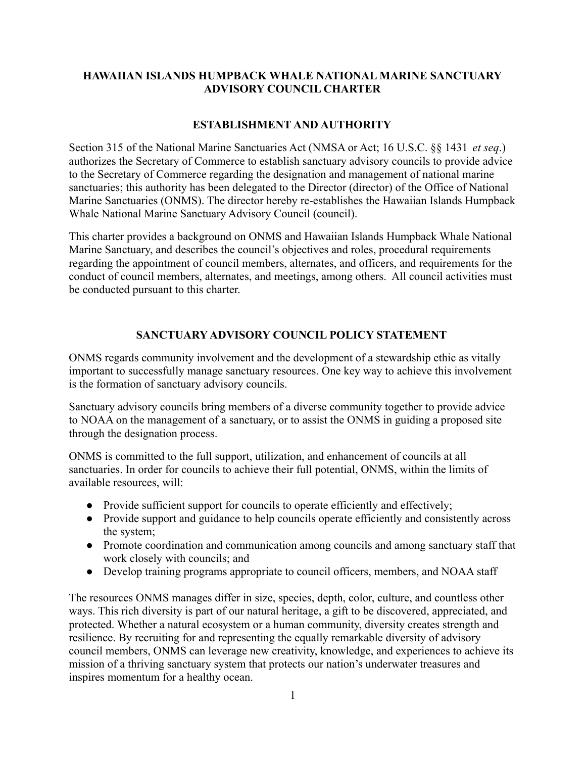# HAWAIIAN ISLANDS HUMPBACK WHALE NATIONAL MARINE SANCTUARY ADVISORY COUNCIL CHARTER

## ESTABLISHMENT AND AUTHORITY

Section 315 of the National Marine Sanctuaries Act (NMSA or Act; 16 U.S.C. §§ 1431 *et seq*.) authorizes the Secretary of Commerce to establish sanctuary advisory councils to provide advice to the Secretary of Commerce regarding the designation and management of national marine sanctuaries; this authority has been delegated to the Director (director) of the Office of National Marine Sanctuaries (ONMS). The director hereby re-establishes the Hawaiian Islands Humpback Whale National Marine Sanctuary Advisory Council (council).

This charter provides a background on ONMS and Hawaiian Islands Humpback Whale National Marine Sanctuary, and describes the council's objectives and roles, procedural requirements regarding the appointment of council members, alternates, and officers, and requirements for the conduct of council members, alternates, and meetings, among others. All council activities must be conducted pursuant to this charter.

## SANCTUARY ADVISORY COUNCIL POLICY STATEMENT

ONMS regards community involvement and the development of a stewardship ethic as vitally important to successfully manage sanctuary resources. One key way to achieve this involvement is the formation of sanctuary advisory councils.

Sanctuary advisory councils bring members of a diverse community together to provide advice to NOAA on the management of a sanctuary, or to assist the ONMS in guiding a proposed site through the designation process.

ONMS is committed to the full support, utilization, and enhancement of councils at all sanctuaries. In order for councils to achieve their full potential, ONMS, within the limits of available resources, will:

- Provide sufficient support for councils to operate efficiently and effectively;
- Provide support and guidance to help councils operate efficiently and consistently across the system;
- Promote coordination and communication among councils and among sanctuary staff that work closely with councils; and
- Develop training programs appropriate to council officers, members, and NOAA staff

The resources ONMS manages differ in size, species, depth, color, culture, and countless other ways. This rich diversity is part of our natural heritage, a gift to be discovered, appreciated, and protected. Whether a natural ecosystem or a human community, diversity creates strength and resilience. By recruiting for and representing the equally remarkable diversity of advisory council members, ONMS can leverage new creativity, knowledge, and experiences to achieve its mission of a thriving sanctuary system that protects our nation's underwater treasures and inspires momentum for a healthy ocean.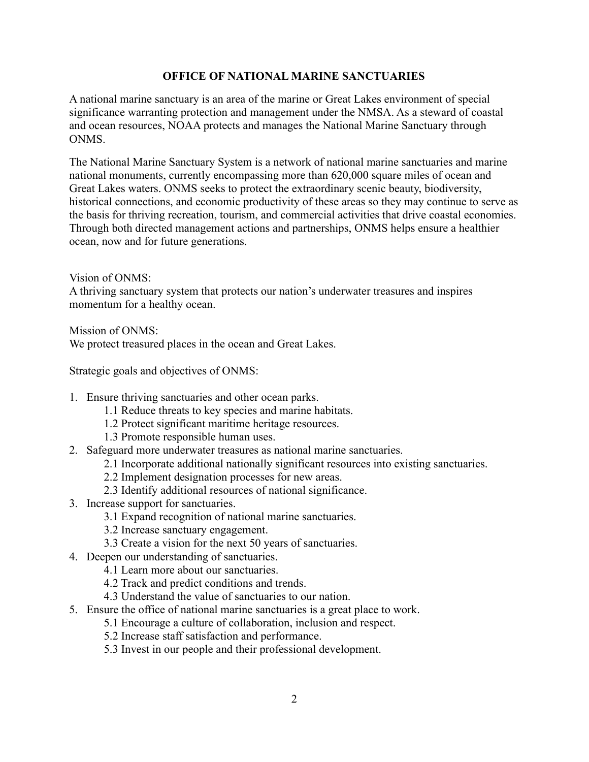## OFFICE OF NATIONAL MARINE SANCTUARIES

A national marine sanctuary is an area of the marine or Great Lakes environment of special significance warranting protection and management under the NMSA. As a steward of coastal and ocean resources, NOAA protects and manages the National Marine Sanctuary through ONMS.

The National Marine Sanctuary System is a network of national marine sanctuaries and marine national monuments, currently encompassing more than 620,000 square miles of ocean and Great Lakes waters. ONMS seeks to protect the extraordinary scenic beauty, biodiversity, historical connections, and economic productivity of these areas so they may continue to serve as the basis for thriving recreation, tourism, and commercial activities that drive coastal economies. Through both directed management actions and partnerships, ONMS helps ensure a healthier ocean, now and for future generations.

Vision of ONMS:
A thriving sanctuary system that protects our nation's underwater treasures and inspires momentum for a healthy ocean.

Mission of ONMS:
We protect treasured places in the ocean and Great Lakes.

Strategic goals and objectives of ONMS:

1. Ensure thriving sanctuaries and other ocean parks.
    - 1.1 Reduce threats to key species and marine habitats.
    - 1.2 Protect significant maritime heritage resources.
    - 1.3 Promote responsible human uses.
2. Safeguard more underwater treasures as national marine sanctuaries.
    - 2.1 Incorporate additional nationally significant resources into existing sanctuaries.
    - 2.2 Implement designation processes for new areas.
    - 2.3 Identify additional resources of national significance.
3. Increase support for sanctuaries.
    - 3.1 Expand recognition of national marine sanctuaries.
    - 3.2 Increase sanctuary engagement.
    - 3.3 Create a vision for the next 50 years of sanctuaries.
4. Deepen our understanding of sanctuaries.
    - 4.1 Learn more about our sanctuaries.
    - 4.2 Track and predict conditions and trends.
    - 4.3 Understand the value of sanctuaries to our nation.
5. Ensure the office of national marine sanctuaries is a great place to work.
    - 5.1 Encourage a culture of collaboration, inclusion and respect.
    - 5.2 Increase staff satisfaction and performance.
    - 5.3 Invest in our people and their professional development.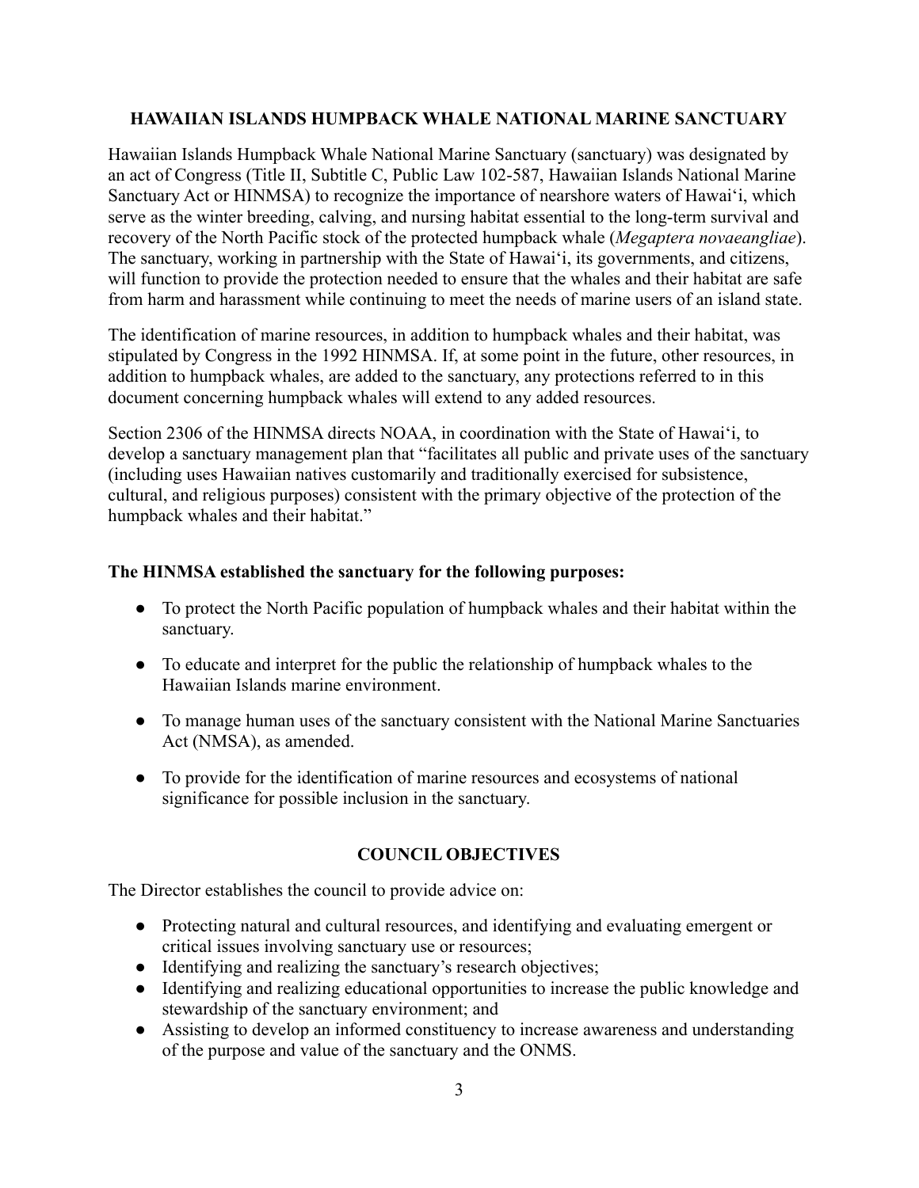## HAWAIIAN ISLANDS HUMPBACK WHALE NATIONAL MARINE SANCTUARY

Hawaiian Islands Humpback Whale National Marine Sanctuary (sanctuary) was designated by an act of Congress (Title II, Subtitle C, Public Law 102-587, Hawaiian Islands National Marine Sanctuary Act or HINMSA) to recognize the importance of nearshore waters of Hawaiʻi, which serve as the winter breeding, calving, and nursing habitat essential to the long-term survival and recovery of the North Pacific stock of the protected humpback whale (*Megaptera novaeangliae*). The sanctuary, working in partnership with the State of Hawaiʻi, its governments, and citizens, will function to provide the protection needed to ensure that the whales and their habitat are safe from harm and harassment while continuing to meet the needs of marine users of an island state.

The identification of marine resources, in addition to humpback whales and their habitat, was stipulated by Congress in the 1992 HINMSA. If, at some point in the future, other resources, in addition to humpback whales, are added to the sanctuary, any protections referred to in this document concerning humpback whales will extend to any added resources.

Section 2306 of the HINMSA directs NOAA, in coordination with the State of Hawaiʻi, to develop a sanctuary management plan that "facilitates all public and private uses of the sanctuary (including uses Hawaiian natives customarily and traditionally exercised for subsistence, cultural, and religious purposes) consistent with the primary objective of the protection of the humpback whales and their habitat."

**The HINMSA established the sanctuary for the following purposes:**

- To protect the North Pacific population of humpback whales and their habitat within the sanctuary.
- To educate and interpret for the public the relationship of humpback whales to the Hawaiian Islands marine environment.
- To manage human uses of the sanctuary consistent with the National Marine Sanctuaries Act (NMSA), as amended.
- To provide for the identification of marine resources and ecosystems of national significance for possible inclusion in the sanctuary.

## COUNCIL OBJECTIVES

The Director establishes the council to provide advice on:

- Protecting natural and cultural resources, and identifying and evaluating emergent or critical issues involving sanctuary use or resources;
- Identifying and realizing the sanctuary's research objectives;
- Identifying and realizing educational opportunities to increase the public knowledge and stewardship of the sanctuary environment; and
- Assisting to develop an informed constituency to increase awareness and understanding of the purpose and value of the sanctuary and the ONMS.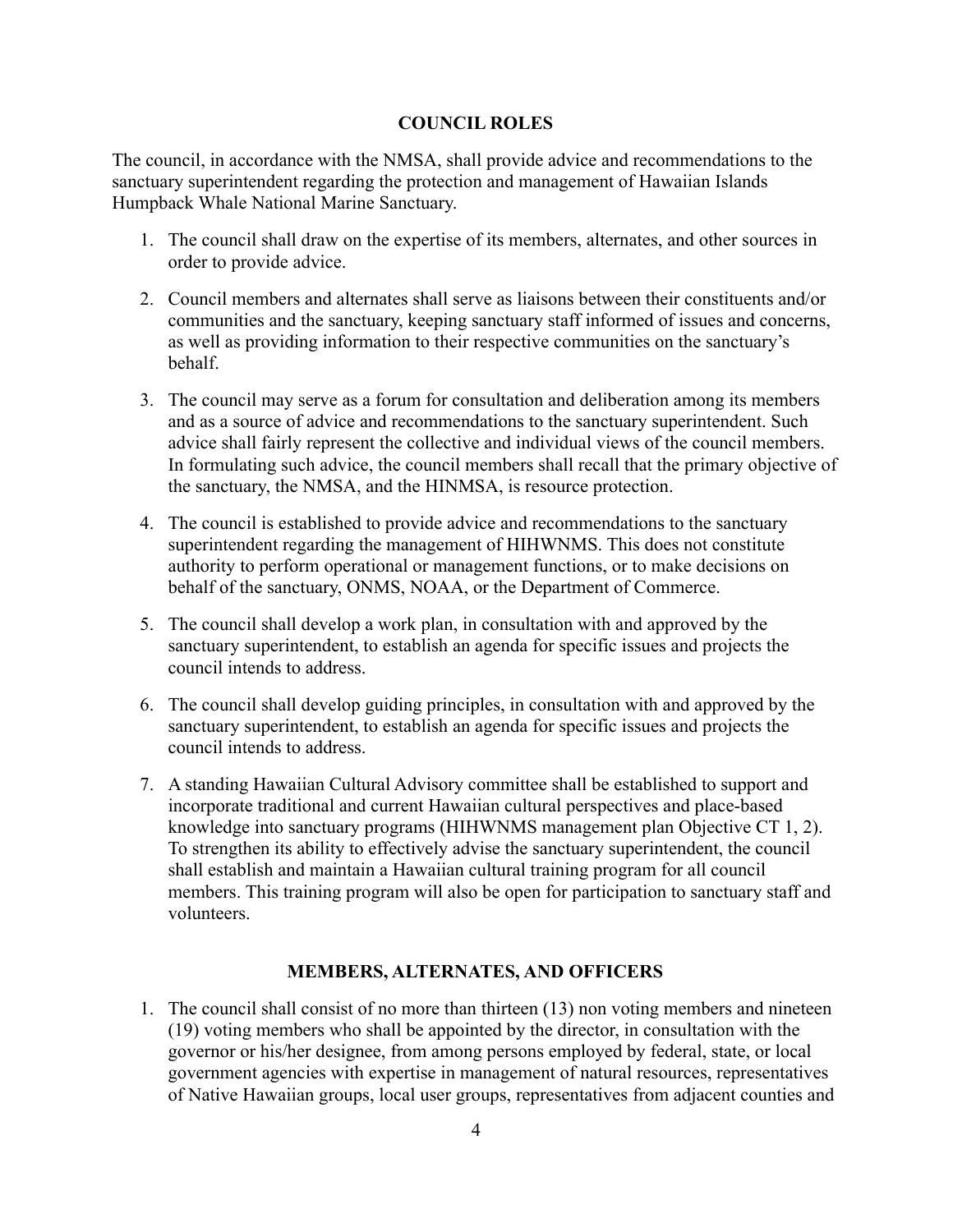## COUNCIL ROLES

The council, in accordance with the NMSA, shall provide advice and recommendations to the sanctuary superintendent regarding the protection and management of Hawaiian Islands Humpback Whale National Marine Sanctuary.

1. The council shall draw on the expertise of its members, alternates, and other sources in order to provide advice.

2. Council members and alternates shall serve as liaisons between their constituents and/or communities and the sanctuary, keeping sanctuary staff informed of issues and concerns, as well as providing information to their respective communities on the sanctuary's behalf.

3. The council may serve as a forum for consultation and deliberation among its members and as a source of advice and recommendations to the sanctuary superintendent. Such advice shall fairly represent the collective and individual views of the council members. In formulating such advice, the council members shall recall that the primary objective of the sanctuary, the NMSA, and the HINMSA, is resource protection.

4. The council is established to provide advice and recommendations to the sanctuary superintendent regarding the management of HIHWNMS. This does not constitute authority to perform operational or management functions, or to make decisions on behalf of the sanctuary, ONMS, NOAA, or the Department of Commerce.

5. The council shall develop a work plan, in consultation with and approved by the sanctuary superintendent, to establish an agenda for specific issues and projects the council intends to address.

6. The council shall develop guiding principles, in consultation with and approved by the sanctuary superintendent, to establish an agenda for specific issues and projects the council intends to address.

7. A standing Hawaiian Cultural Advisory committee shall be established to support and incorporate traditional and current Hawaiian cultural perspectives and place-based knowledge into sanctuary programs (HIHWNMS management plan Objective CT 1, 2). To strengthen its ability to effectively advise the sanctuary superintendent, the council shall establish and maintain a Hawaiian cultural training program for all council members. This training program will also be open for participation to sanctuary staff and volunteers.

## MEMBERS, ALTERNATES, AND OFFICERS

1. The council shall consist of no more than thirteen (13) non voting members and nineteen (19) voting members who shall be appointed by the director, in consultation with the governor or his/her designee, from among persons employed by federal, state, or local government agencies with expertise in management of natural resources, representatives of Native Hawaiian groups, local user groups, representatives from adjacent counties and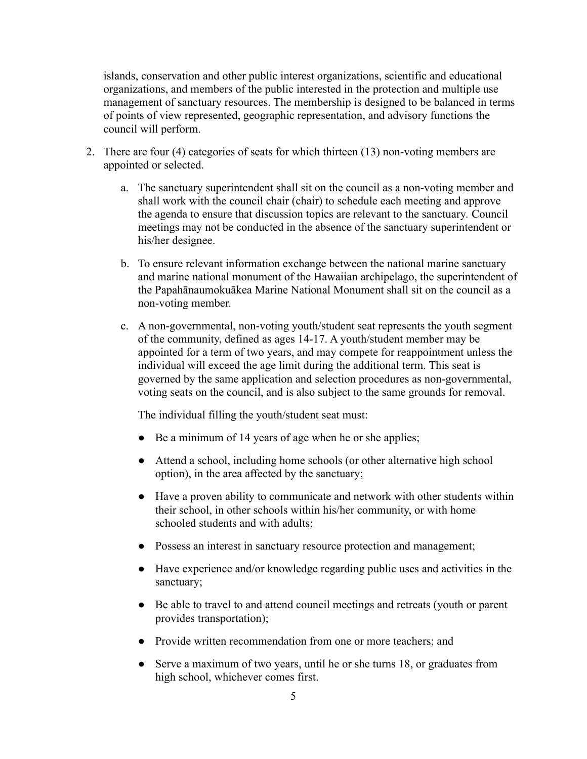islands, conservation and other public interest organizations, scientific and educational organizations, and members of the public interested in the protection and multiple use management of sanctuary resources. The membership is designed to be balanced in terms of points of view represented, geographic representation, and advisory functions the council will perform.

2. There are four (4) categories of seats for which thirteen (13) non-voting members are appointed or selected.

    a. The sanctuary superintendent shall sit on the council as a non-voting member and shall work with the council chair (chair) to schedule each meeting and approve the agenda to ensure that discussion topics are relevant to the sanctuary. Council meetings may not be conducted in the absence of the sanctuary superintendent or his/her designee.

    b. To ensure relevant information exchange between the national marine sanctuary and marine national monument of the Hawaiian archipelago, the superintendent of the Papahānaumokuākea Marine National Monument shall sit on the council as a non-voting member.

    c. A non-governmental, non-voting youth/student seat represents the youth segment of the community, defined as ages 14-17. A youth/student member may be appointed for a term of two years, and may compete for reappointment unless the individual will exceed the age limit during the additional term. This seat is governed by the same application and selection procedures as non-governmental, voting seats on the council, and is also subject to the same grounds for removal.

        The individual filling the youth/student seat must:

        - Be a minimum of 14 years of age when he or she applies;
        - Attend a school, including home schools (or other alternative high school option), in the area affected by the sanctuary;
        - Have a proven ability to communicate and network with other students within their school, in other schools within his/her community, or with home schooled students and with adults;
        - Possess an interest in sanctuary resource protection and management;
        - Have experience and/or knowledge regarding public uses and activities in the sanctuary;
        - Be able to travel to and attend council meetings and retreats (youth or parent provides transportation);
        - Provide written recommendation from one or more teachers; and
        - Serve a maximum of two years, until he or she turns 18, or graduates from high school, whichever comes first.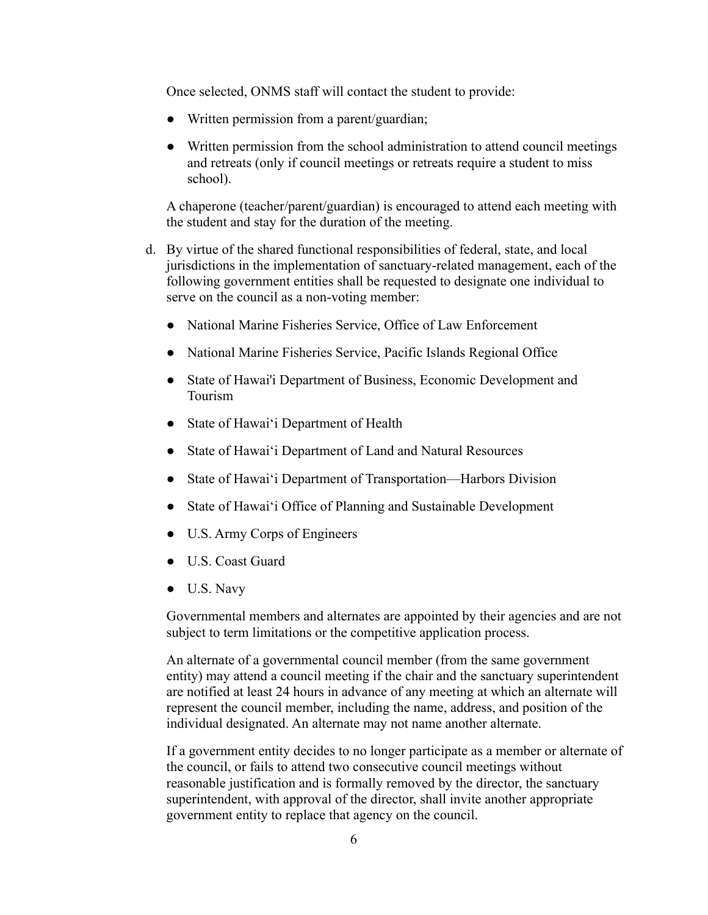Once selected, ONMS staff will contact the student to provide:

- Written permission from a parent/guardian;
- Written permission from the school administration to attend council meetings and retreats (only if council meetings or retreats require a student to miss school).

A chaperone (teacher/parent/guardian) is encouraged to attend each meeting with the student and stay for the duration of the meeting.

d. By virtue of the shared functional responsibilities of federal, state, and local jurisdictions in the implementation of sanctuary-related management, each of the following government entities shall be requested to designate one individual to serve on the council as a non-voting member:

- National Marine Fisheries Service, Office of Law Enforcement
- National Marine Fisheries Service, Pacific Islands Regional Office
- State of Hawai'i Department of Business, Economic Development and Tourism
- State of Hawaiʻi Department of Health
- State of Hawaiʻi Department of Land and Natural Resources
- State of Hawaiʻi Department of Transportation—Harbors Division
- State of Hawaiʻi Office of Planning and Sustainable Development
- U.S. Army Corps of Engineers
- U.S. Coast Guard
- U.S. Navy

Governmental members and alternates are appointed by their agencies and are not subject to term limitations or the competitive application process.

An alternate of a governmental council member (from the same government entity) may attend a council meeting if the chair and the sanctuary superintendent are notified at least 24 hours in advance of any meeting at which an alternate will represent the council member, including the name, address, and position of the individual designated. An alternate may not name another alternate.

If a government entity decides to no longer participate as a member or alternate of the council, or fails to attend two consecutive council meetings without reasonable justification and is formally removed by the director, the sanctuary superintendent, with approval of the director, shall invite another appropriate government entity to replace that agency on the council.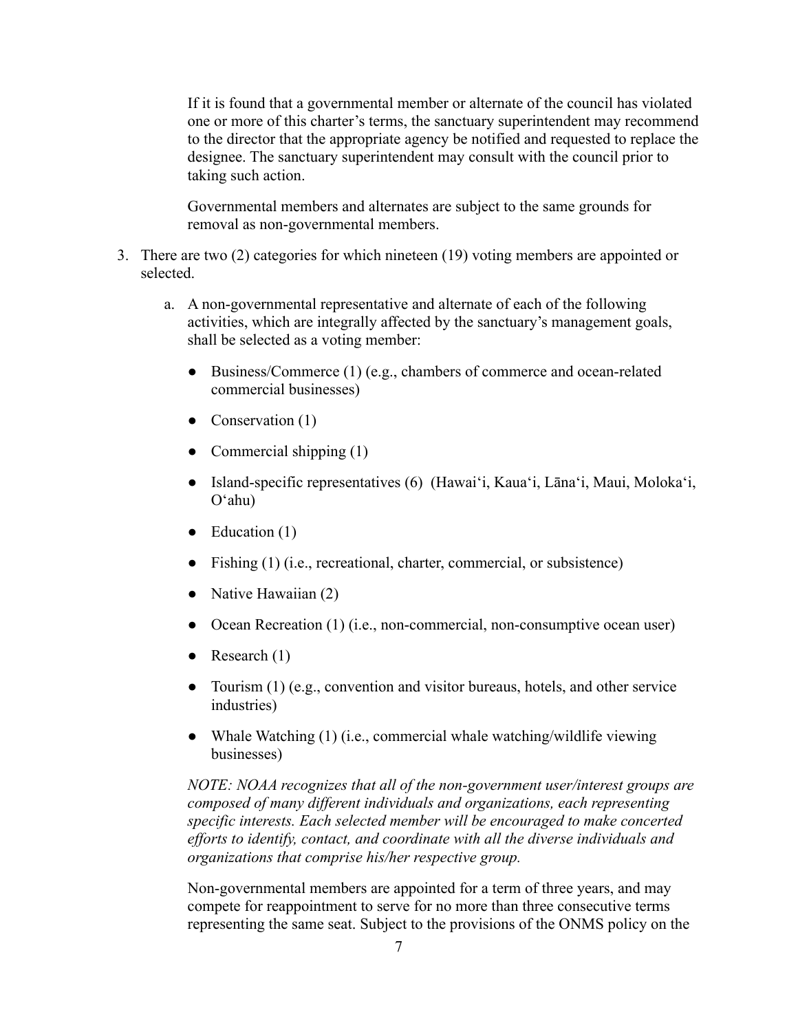If it is found that a governmental member or alternate of the council has violated one or more of this charter's terms, the sanctuary superintendent may recommend to the director that the appropriate agency be notified and requested to replace the designee. The sanctuary superintendent may consult with the council prior to taking such action.

Governmental members and alternates are subject to the same grounds for removal as non-governmental members.

3. There are two (2) categories for which nineteen (19) voting members are appointed or selected.

   a. A non-governmental representative and alternate of each of the following activities, which are integrally affected by the sanctuary's management goals, shall be selected as a voting member:

      - Business/Commerce (1) (e.g., chambers of commerce and ocean-related commercial businesses)
      - Conservation (1)
      - Commercial shipping (1)
      - Island-specific representatives (6) (Hawaiʻi, Kauaʻi, Lānaʻi, Maui, Molokaʻi, Oʻahu)
      - Education (1)
      - Fishing (1) (i.e., recreational, charter, commercial, or subsistence)
      - Native Hawaiian (2)
      - Ocean Recreation (1) (i.e., non-commercial, non-consumptive ocean user)
      - Research (1)
      - Tourism (1) (e.g., convention and visitor bureaus, hotels, and other service industries)
      - Whale Watching (1) (i.e., commercial whale watching/wildlife viewing businesses)

      *NOTE: NOAA recognizes that all of the non-government user/interest groups are composed of many different individuals and organizations, each representing specific interests. Each selected member will be encouraged to make concerted efforts to identify, contact, and coordinate with all the diverse individuals and organizations that comprise his/her respective group.*

      Non-governmental members are appointed for a term of three years, and may compete for reappointment to serve for no more than three consecutive terms representing the same seat. Subject to the provisions of the ONMS policy on the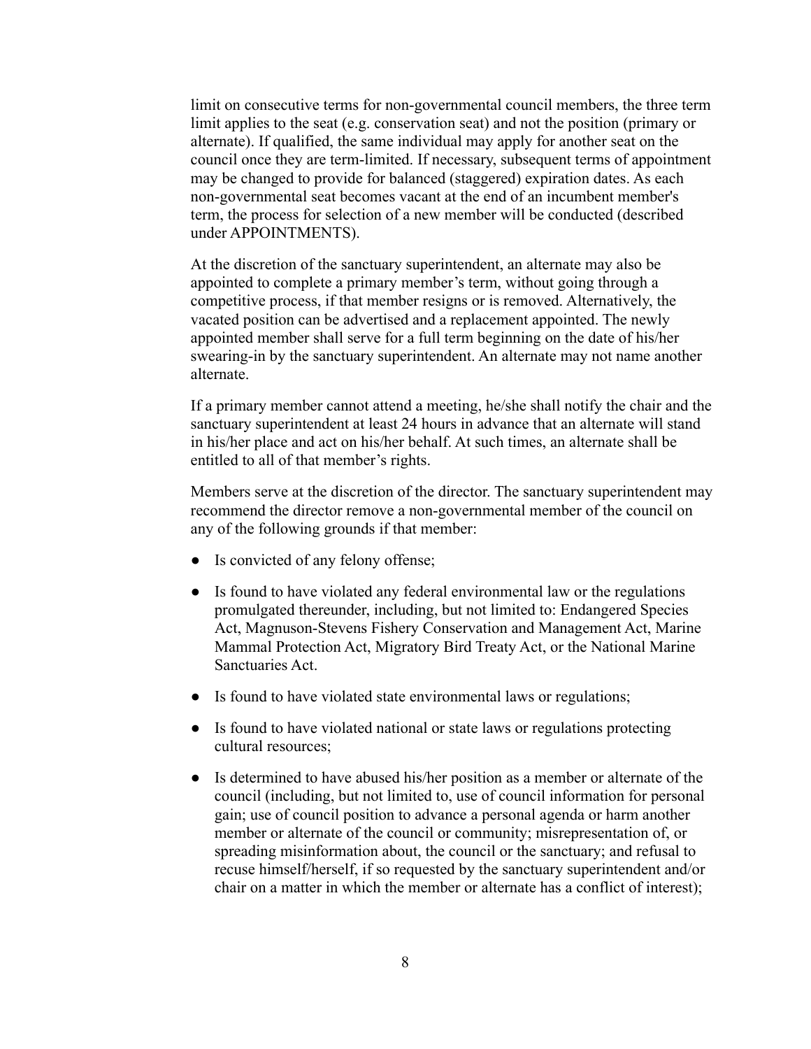limit on consecutive terms for non-governmental council members, the three term limit applies to the seat (e.g. conservation seat) and not the position (primary or alternate). If qualified, the same individual may apply for another seat on the council once they are term-limited. If necessary, subsequent terms of appointment may be changed to provide for balanced (staggered) expiration dates. As each non-governmental seat becomes vacant at the end of an incumbent member's term, the process for selection of a new member will be conducted (described under APPOINTMENTS).

At the discretion of the sanctuary superintendent, an alternate may also be appointed to complete a primary member's term, without going through a competitive process, if that member resigns or is removed. Alternatively, the vacated position can be advertised and a replacement appointed. The newly appointed member shall serve for a full term beginning on the date of his/her swearing-in by the sanctuary superintendent. An alternate may not name another alternate.

If a primary member cannot attend a meeting, he/she shall notify the chair and the sanctuary superintendent at least 24 hours in advance that an alternate will stand in his/her place and act on his/her behalf. At such times, an alternate shall be entitled to all of that member's rights.

Members serve at the discretion of the director. The sanctuary superintendent may recommend the director remove a non-governmental member of the council on any of the following grounds if that member:

- Is convicted of any felony offense;
- Is found to have violated any federal environmental law or the regulations promulgated thereunder, including, but not limited to: Endangered Species Act, Magnuson-Stevens Fishery Conservation and Management Act, Marine Mammal Protection Act, Migratory Bird Treaty Act, or the National Marine Sanctuaries Act.
- Is found to have violated state environmental laws or regulations;
- Is found to have violated national or state laws or regulations protecting cultural resources;
- Is determined to have abused his/her position as a member or alternate of the council (including, but not limited to, use of council information for personal gain; use of council position to advance a personal agenda or harm another member or alternate of the council or community; misrepresentation of, or spreading misinformation about, the council or the sanctuary; and refusal to recuse himself/herself, if so requested by the sanctuary superintendent and/or chair on a matter in which the member or alternate has a conflict of interest);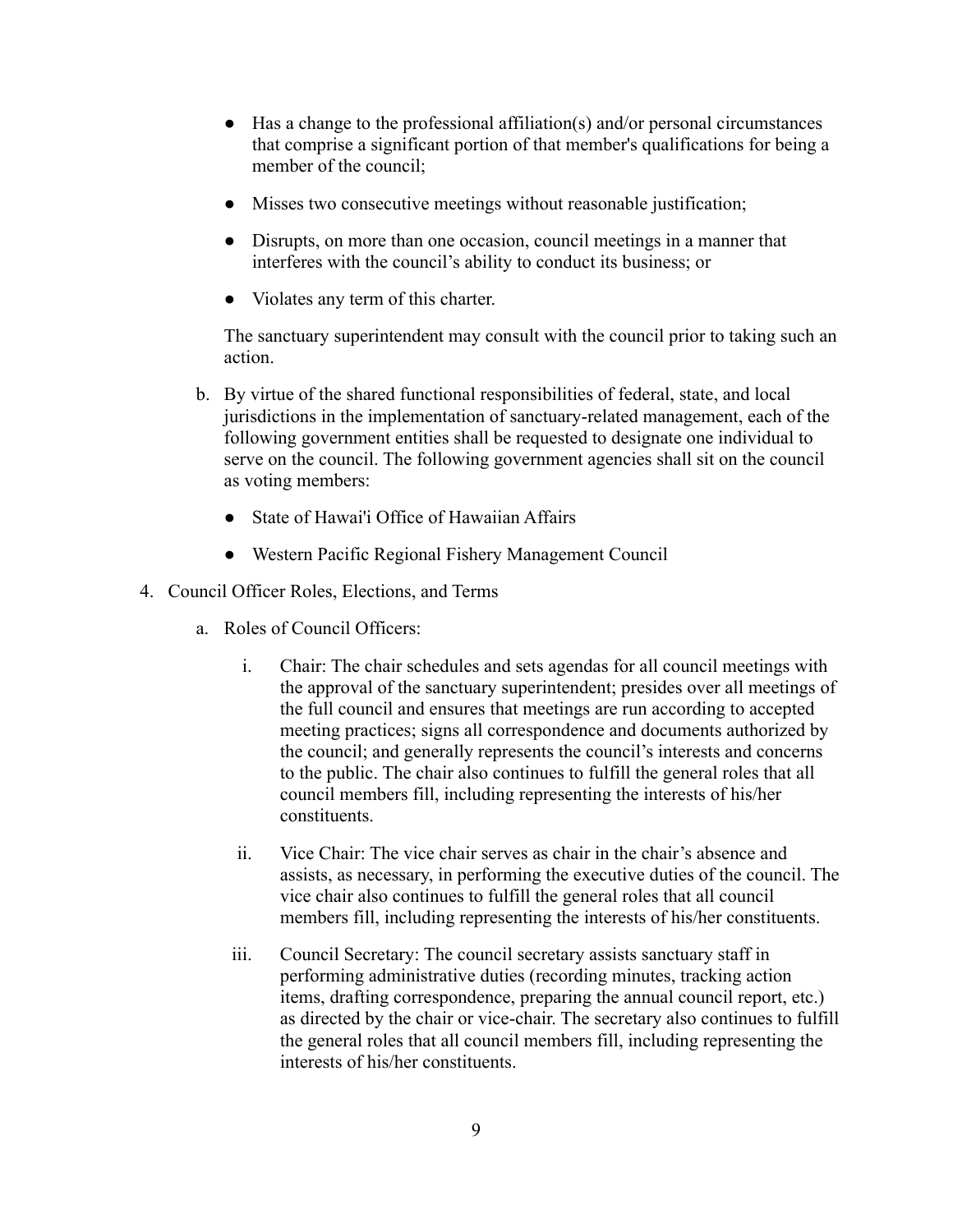- Has a change to the professional affiliation(s) and/or personal circumstances that comprise a significant portion of that member's qualifications for being a member of the council;
- Misses two consecutive meetings without reasonable justification;
- Disrupts, on more than one occasion, council meetings in a manner that interferes with the council's ability to conduct its business; or
- Violates any term of this charter.

The sanctuary superintendent may consult with the council prior to taking such an action.

b. By virtue of the shared functional responsibilities of federal, state, and local jurisdictions in the implementation of sanctuary-related management, each of the following government entities shall be requested to designate one individual to serve on the council. The following government agencies shall sit on the council as voting members:

   - State of Hawai'i Office of Hawaiian Affairs
   - Western Pacific Regional Fishery Management Council

4. Council Officer Roles, Elections, and Terms

   a. Roles of Council Officers:

      i. Chair: The chair schedules and sets agendas for all council meetings with the approval of the sanctuary superintendent; presides over all meetings of the full council and ensures that meetings are run according to accepted meeting practices; signs all correspondence and documents authorized by the council; and generally represents the council's interests and concerns to the public. The chair also continues to fulfill the general roles that all council members fill, including representing the interests of his/her constituents.

      ii. Vice Chair: The vice chair serves as chair in the chair's absence and assists, as necessary, in performing the executive duties of the council. The vice chair also continues to fulfill the general roles that all council members fill, including representing the interests of his/her constituents.

      iii. Council Secretary: The council secretary assists sanctuary staff in performing administrative duties (recording minutes, tracking action items, drafting correspondence, preparing the annual council report, etc.) as directed by the chair or vice-chair. The secretary also continues to fulfill the general roles that all council members fill, including representing the interests of his/her constituents.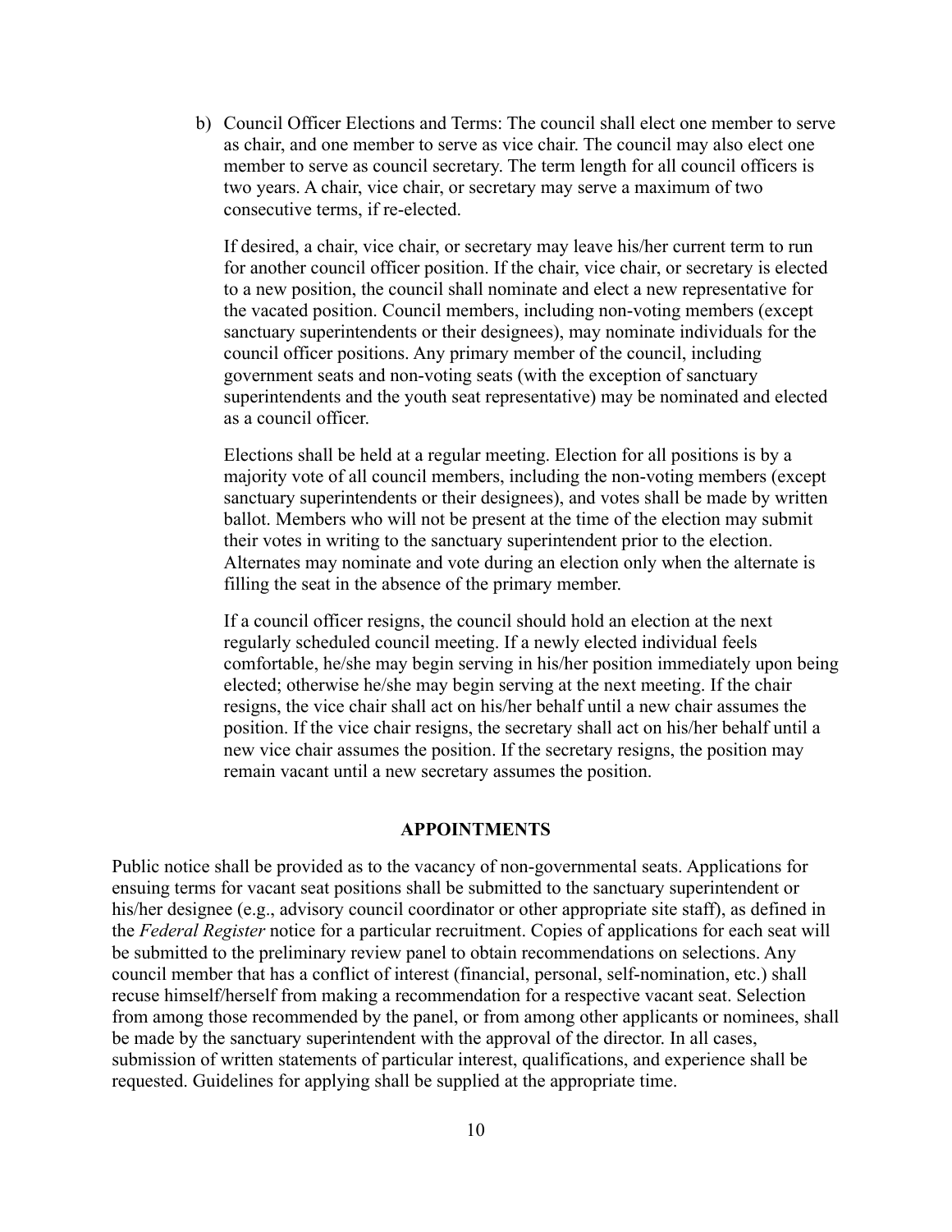b) Council Officer Elections and Terms: The council shall elect one member to serve as chair, and one member to serve as vice chair. The council may also elect one member to serve as council secretary. The term length for all council officers is two years. A chair, vice chair, or secretary may serve a maximum of two consecutive terms, if re-elected.

   If desired, a chair, vice chair, or secretary may leave his/her current term to run for another council officer position. If the chair, vice chair, or secretary is elected to a new position, the council shall nominate and elect a new representative for the vacated position. Council members, including non-voting members (except sanctuary superintendents or their designees), may nominate individuals for the council officer positions. Any primary member of the council, including government seats and non-voting seats (with the exception of sanctuary superintendents and the youth seat representative) may be nominated and elected as a council officer.

   Elections shall be held at a regular meeting. Election for all positions is by a majority vote of all council members, including the non-voting members (except sanctuary superintendents or their designees), and votes shall be made by written ballot. Members who will not be present at the time of the election may submit their votes in writing to the sanctuary superintendent prior to the election. Alternates may nominate and vote during an election only when the alternate is filling the seat in the absence of the primary member.

   If a council officer resigns, the council should hold an election at the next regularly scheduled council meeting. If a newly elected individual feels comfortable, he/she may begin serving in his/her position immediately upon being elected; otherwise he/she may begin serving at the next meeting. If the chair resigns, the vice chair shall act on his/her behalf until a new chair assumes the position. If the vice chair resigns, the secretary shall act on his/her behalf until a new vice chair assumes the position. If the secretary resigns, the position may remain vacant until a new secretary assumes the position.

## APPOINTMENTS

Public notice shall be provided as to the vacancy of non-governmental seats. Applications for ensuing terms for vacant seat positions shall be submitted to the sanctuary superintendent or his/her designee (e.g., advisory council coordinator or other appropriate site staff), as defined in the *Federal Register* notice for a particular recruitment. Copies of applications for each seat will be submitted to the preliminary review panel to obtain recommendations on selections. Any council member that has a conflict of interest (financial, personal, self-nomination, etc.) shall recuse himself/herself from making a recommendation for a respective vacant seat. Selection from among those recommended by the panel, or from among other applicants or nominees, shall be made by the sanctuary superintendent with the approval of the director. In all cases, submission of written statements of particular interest, qualifications, and experience shall be requested. Guidelines for applying shall be supplied at the appropriate time.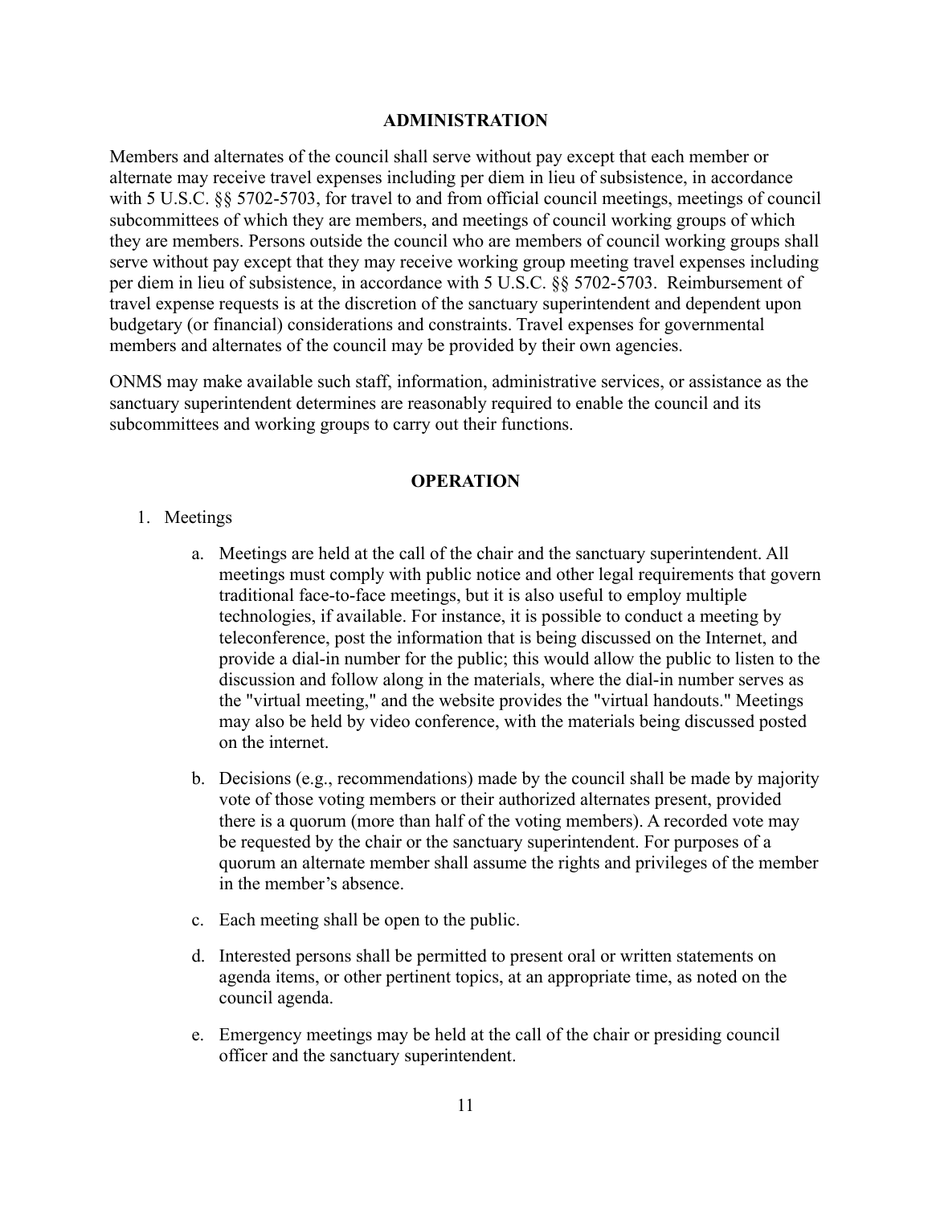## ADMINISTRATION

Members and alternates of the council shall serve without pay except that each member or alternate may receive travel expenses including per diem in lieu of subsistence, in accordance with 5 U.S.C. §§ 5702-5703, for travel to and from official council meetings, meetings of council subcommittees of which they are members, and meetings of council working groups of which they are members. Persons outside the council who are members of council working groups shall serve without pay except that they may receive working group meeting travel expenses including per diem in lieu of subsistence, in accordance with 5 U.S.C. §§ 5702-5703. Reimbursement of travel expense requests is at the discretion of the sanctuary superintendent and dependent upon budgetary (or financial) considerations and constraints. Travel expenses for governmental members and alternates of the council may be provided by their own agencies.

ONMS may make available such staff, information, administrative services, or assistance as the sanctuary superintendent determines are reasonably required to enable the council and its subcommittees and working groups to carry out their functions.

## OPERATION

1. Meetings

    a. Meetings are held at the call of the chair and the sanctuary superintendent. All meetings must comply with public notice and other legal requirements that govern traditional face-to-face meetings, but it is also useful to employ multiple technologies, if available. For instance, it is possible to conduct a meeting by teleconference, post the information that is being discussed on the Internet, and provide a dial-in number for the public; this would allow the public to listen to the discussion and follow along in the materials, where the dial-in number serves as the "virtual meeting," and the website provides the "virtual handouts." Meetings may also be held by video conference, with the materials being discussed posted on the internet.

    b. Decisions (e.g., recommendations) made by the council shall be made by majority vote of those voting members or their authorized alternates present, provided there is a quorum (more than half of the voting members). A recorded vote may be requested by the chair or the sanctuary superintendent. For purposes of a quorum an alternate member shall assume the rights and privileges of the member in the member's absence.

    c. Each meeting shall be open to the public.

    d. Interested persons shall be permitted to present oral or written statements on agenda items, or other pertinent topics, at an appropriate time, as noted on the council agenda.

    e. Emergency meetings may be held at the call of the chair or presiding council officer and the sanctuary superintendent.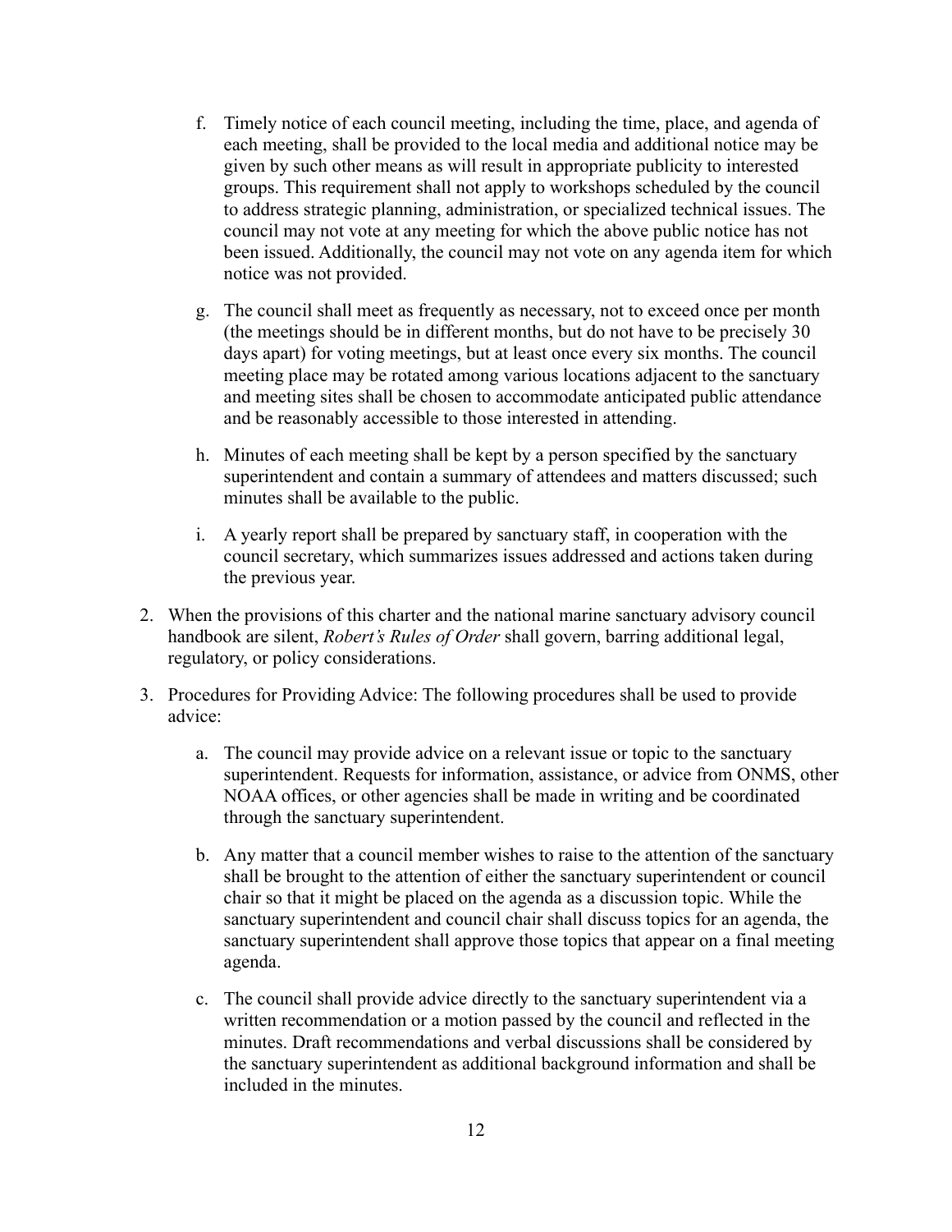f. Timely notice of each council meeting, including the time, place, and agenda of each meeting, shall be provided to the local media and additional notice may be given by such other means as will result in appropriate publicity to interested groups. This requirement shall not apply to workshops scheduled by the council to address strategic planning, administration, or specialized technical issues. The council may not vote at any meeting for which the above public notice has not been issued. Additionally, the council may not vote on any agenda item for which notice was not provided.

   g. The council shall meet as frequently as necessary, not to exceed once per month (the meetings should be in different months, but do not have to be precisely 30 days apart) for voting meetings, but at least once every six months. The council meeting place may be rotated among various locations adjacent to the sanctuary and meeting sites shall be chosen to accommodate anticipated public attendance and be reasonably accessible to those interested in attending.

   h. Minutes of each meeting shall be kept by a person specified by the sanctuary superintendent and contain a summary of attendees and matters discussed; such minutes shall be available to the public.

   i. A yearly report shall be prepared by sanctuary staff, in cooperation with the council secretary, which summarizes issues addressed and actions taken during the previous year.

2. When the provisions of this charter and the national marine sanctuary advisory council handbook are silent, *Robert's Rules of Order* shall govern, barring additional legal, regulatory, or policy considerations.

3. Procedures for Providing Advice: The following procedures shall be used to provide advice:

   a. The council may provide advice on a relevant issue or topic to the sanctuary superintendent. Requests for information, assistance, or advice from ONMS, other NOAA offices, or other agencies shall be made in writing and be coordinated through the sanctuary superintendent.

   b. Any matter that a council member wishes to raise to the attention of the sanctuary shall be brought to the attention of either the sanctuary superintendent or council chair so that it might be placed on the agenda as a discussion topic. While the sanctuary superintendent and council chair shall discuss topics for an agenda, the sanctuary superintendent shall approve those topics that appear on a final meeting agenda.

   c. The council shall provide advice directly to the sanctuary superintendent via a written recommendation or a motion passed by the council and reflected in the minutes. Draft recommendations and verbal discussions shall be considered by the sanctuary superintendent as additional background information and shall be included in the minutes.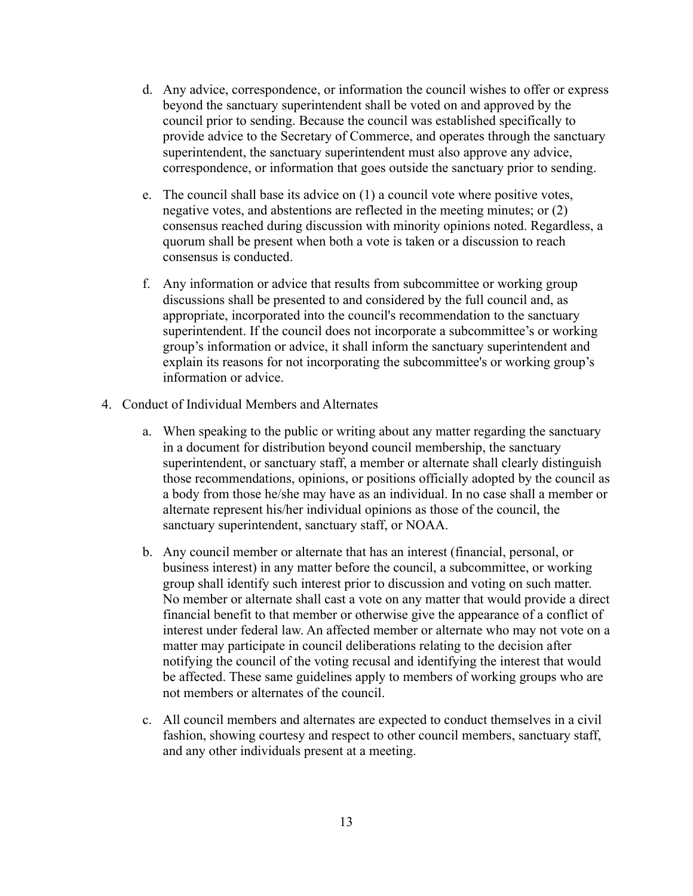d. Any advice, correspondence, or information the council wishes to offer or express beyond the sanctuary superintendent shall be voted on and approved by the council prior to sending. Because the council was established specifically to provide advice to the Secretary of Commerce, and operates through the sanctuary superintendent, the sanctuary superintendent must also approve any advice, correspondence, or information that goes outside the sanctuary prior to sending.

e. The council shall base its advice on (1) a council vote where positive votes, negative votes, and abstentions are reflected in the meeting minutes; or (2) consensus reached during discussion with minority opinions noted. Regardless, a quorum shall be present when both a vote is taken or a discussion to reach consensus is conducted.

f. Any information or advice that results from subcommittee or working group discussions shall be presented to and considered by the full council and, as appropriate, incorporated into the council's recommendation to the sanctuary superintendent. If the council does not incorporate a subcommittee's or working group's information or advice, it shall inform the sanctuary superintendent and explain its reasons for not incorporating the subcommittee's or working group's information or advice.

4. Conduct of Individual Members and Alternates

   a. When speaking to the public or writing about any matter regarding the sanctuary in a document for distribution beyond council membership, the sanctuary superintendent, or sanctuary staff, a member or alternate shall clearly distinguish those recommendations, opinions, or positions officially adopted by the council as a body from those he/she may have as an individual. In no case shall a member or alternate represent his/her individual opinions as those of the council, the sanctuary superintendent, sanctuary staff, or NOAA.

   b. Any council member or alternate that has an interest (financial, personal, or business interest) in any matter before the council, a subcommittee, or working group shall identify such interest prior to discussion and voting on such matter. No member or alternate shall cast a vote on any matter that would provide a direct financial benefit to that member or otherwise give the appearance of a conflict of interest under federal law. An affected member or alternate who may not vote on a matter may participate in council deliberations relating to the decision after notifying the council of the voting recusal and identifying the interest that would be affected. These same guidelines apply to members of working groups who are not members or alternates of the council.

   c. All council members and alternates are expected to conduct themselves in a civil fashion, showing courtesy and respect to other council members, sanctuary staff, and any other individuals present at a meeting.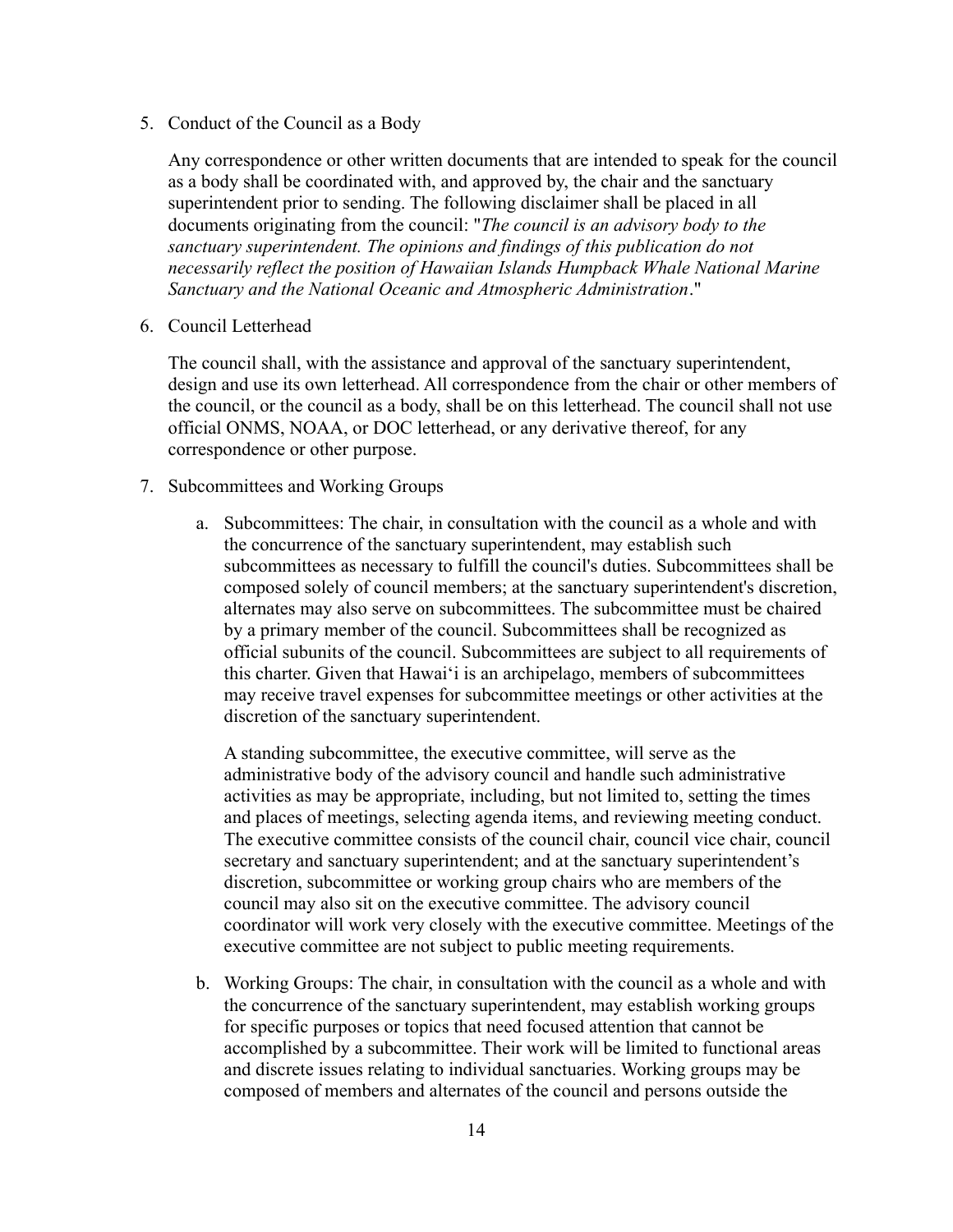5. Conduct of the Council as a Body

   Any correspondence or other written documents that are intended to speak for the council as a body shall be coordinated with, and approved by, the chair and the sanctuary superintendent prior to sending. The following disclaimer shall be placed in all documents originating from the council: "*The council is an advisory body to the sanctuary superintendent. The opinions and findings of this publication do not necessarily reflect the position of Hawaiian Islands Humpback Whale National Marine Sanctuary and the National Oceanic and Atmospheric Administration*."

6. Council Letterhead

   The council shall, with the assistance and approval of the sanctuary superintendent, design and use its own letterhead. All correspondence from the chair or other members of the council, or the council as a body, shall be on this letterhead. The council shall not use official ONMS, NOAA, or DOC letterhead, or any derivative thereof, for any correspondence or other purpose.

7. Subcommittees and Working Groups

   a. Subcommittees: The chair, in consultation with the council as a whole and with the concurrence of the sanctuary superintendent, may establish such subcommittees as necessary to fulfill the council's duties. Subcommittees shall be composed solely of council members; at the sanctuary superintendent's discretion, alternates may also serve on subcommittees. The subcommittee must be chaired by a primary member of the council. Subcommittees shall be recognized as official subunits of the council. Subcommittees are subject to all requirements of this charter. Given that Hawai'i is an archipelago, members of subcommittees may receive travel expenses for subcommittee meetings or other activities at the discretion of the sanctuary superintendent.

      A standing subcommittee, the executive committee, will serve as the administrative body of the advisory council and handle such administrative activities as may be appropriate, including, but not limited to, setting the times and places of meetings, selecting agenda items, and reviewing meeting conduct. The executive committee consists of the council chair, council vice chair, council secretary and sanctuary superintendent; and at the sanctuary superintendent's discretion, subcommittee or working group chairs who are members of the council may also sit on the executive committee. The advisory council coordinator will work very closely with the executive committee. Meetings of the executive committee are not subject to public meeting requirements.

   b. Working Groups: The chair, in consultation with the council as a whole and with the concurrence of the sanctuary superintendent, may establish working groups for specific purposes or topics that need focused attention that cannot be accomplished by a subcommittee. Their work will be limited to functional areas and discrete issues relating to individual sanctuaries. Working groups may be composed of members and alternates of the council and persons outside the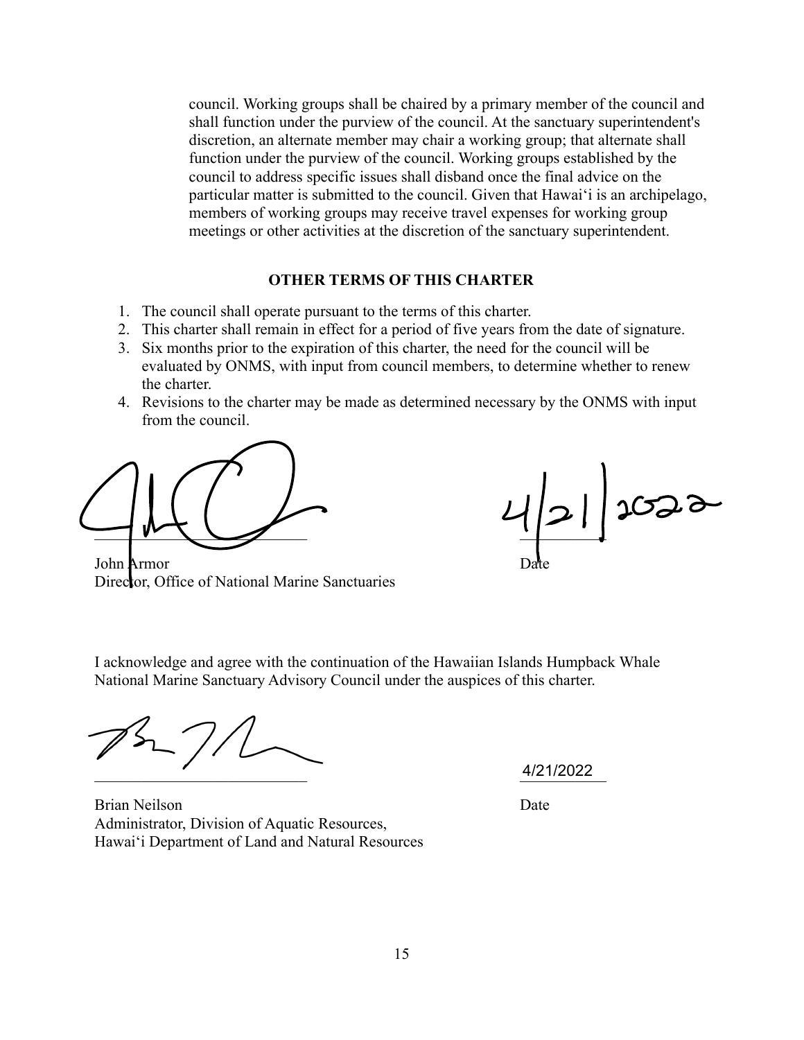council. Working groups shall be chaired by a primary member of the council and shall function under the purview of the council. At the sanctuary superintendent's discretion, an alternate member may chair a working group; that alternate shall function under the purview of the council. Working groups established by the council to address specific issues shall disband once the final advice on the particular matter is submitted to the council. Given that Hawaiʻi is an archipelago, members of working groups may receive travel expenses for working group meetings or other activities at the discretion of the sanctuary superintendent.

## OTHER TERMS OF THIS CHARTER

1. The council shall operate pursuant to the terms of this charter.
2. This charter shall remain in effect for a period of five years from the date of signature.
3. Six months prior to the expiration of this charter, the need for the council will be evaluated by ONMS, with input from council members, to determine whether to renew the charter.
4. Revisions to the charter may be made as determined necessary by the ONMS with input from the council.

\_\_\_\_\_\_\_\_\_\_\_\_\_\_\_\_\_\_\_\_\_\_\_\_\_\_ 4/21/2022

John Armor
Director, Office of National Marine Sanctuaries

Date

I acknowledge and agree with the continuation of the Hawaiian Islands Humpback Whale National Marine Sanctuary Advisory Council under the auspices of this charter.

\_\_\_\_\_\_\_\_\_\_\_\_\_\_\_\_\_\_\_\_\_\_\_\_\_\_ 4/21/2022

Brian Neilson
Administrator, Division of Aquatic Resources,
Hawaiʻi Department of Land and Natural Resources

Date